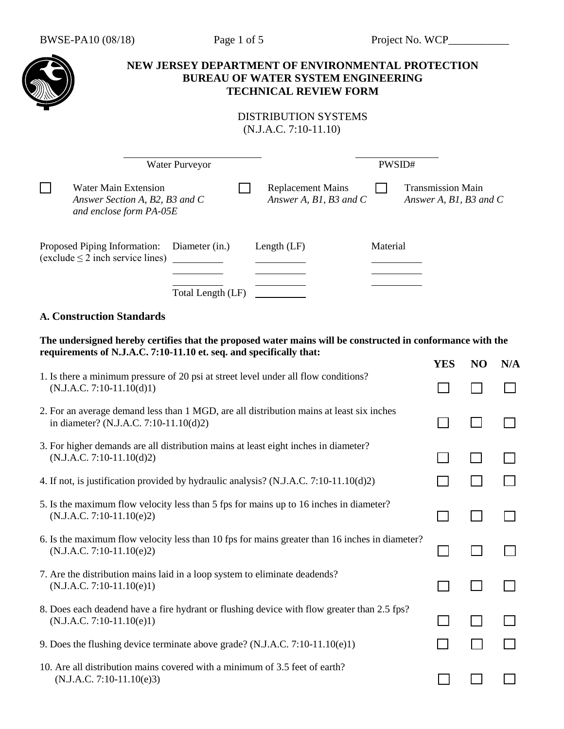BWSE-PA10 (08/18) Project No. WCP___________

# NEW JERSEY DEPARTMENT OF ENVIRONMENTAL PROTECTION
## BUREAU OF WATER SYSTEM ENGINEERING
## TECHNICAL REVIEW FORM

DISTRIBUTION SYSTEMS
(N.J.A.C. 7:10-11.10)

____________________________ Water Purveyor

____________________________ PWSID#

☐ Water Main Extension
*Answer Section A, B2, B3 and C and enclose form PA-05E*

☐ Replacement Mains
*Answer A, B1, B3 and C*

☐ Transmission Main
*Answer A, B1, B3 and C*

Proposed Piping Information:
(exclude ≤ 2 inch service lines)

| Diameter (in.) | Length (LF) | Material |
|---|---|---|
| __________ | __________ | __________ |
| __________ | __________ | __________ |
| __________ | __________ | __________ |

Total Length (LF) __________

### A. Construction Standards

**The undersigned hereby certifies that the proposed water mains will be constructed in conformance with the requirements of N.J.A.C. 7:10-11.10 et. seq. and specifically that:**

| | YES | NO | N/A |
|---|---|---|---|
| 1. Is there a minimum pressure of 20 psi at street level under all flow conditions? (N.J.A.C. 7:10-11.10(d)1) | ☐ | ☐ | ☐ |
| 2. For an average demand less than 1 MGD, are all distribution mains at least six inches in diameter? (N.J.A.C. 7:10-11.10(d)2) | ☐ | ☐ | ☐ |
| 3. For higher demands are all distribution mains at least eight inches in diameter? (N.J.A.C. 7:10-11.10(d)2) | ☐ | ☐ | ☐ |
| 4. If not, is justification provided by hydraulic analysis? (N.J.A.C. 7:10-11.10(d)2) | ☐ | ☐ | ☐ |
| 5. Is the maximum flow velocity less than 5 fps for mains up to 16 inches in diameter? (N.J.A.C. 7:10-11.10(e)2) | ☐ | ☐ | ☐ |
| 6. Is the maximum flow velocity less than 10 fps for mains greater than 16 inches in diameter? (N.J.A.C. 7:10-11.10(e)2) | ☐ | ☐ | ☐ |
| 7. Are the distribution mains laid in a loop system to eliminate deadends? (N.J.A.C. 7:10-11.10(e)1) | ☐ | ☐ | ☐ |
| 8. Does each deadend have a fire hydrant or flushing device with flow greater than 2.5 fps? (N.J.A.C. 7:10-11.10(e)1) | ☐ | ☐ | ☐ |
| 9. Does the flushing device terminate above grade? (N.J.A.C. 7:10-11.10(e)1) | ☐ | ☐ | ☐ |
| 10. Are all distribution mains covered with a minimum of 3.5 feet of earth? (N.J.A.C. 7:10-11.10(e)3) | ☐ | ☐ | ☐ |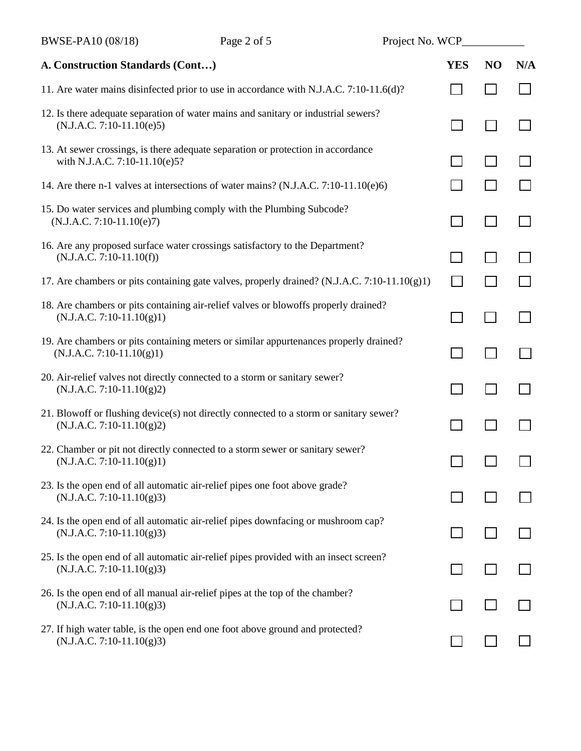| A. Construction Standards (Cont…) | YES | NO | N/A |
|---|---|---|---|
| 11. Are water mains disinfected prior to use in accordance with N.J.A.C. 7:10-11.6(d)? | ☐ | ☐ | ☐ |
| 12. Is there adequate separation of water mains and sanitary or industrial sewers? (N.J.A.C. 7:10-11.10(e)5) | ☐ | ☐ | ☐ |
| 13. At sewer crossings, is there adequate separation or protection in accordance with N.J.A.C. 7:10-11.10(e)5? | ☐ | ☐ | ☐ |
| 14. Are there n-1 valves at intersections of water mains? (N.J.A.C. 7:10-11.10(e)6) | ☐ | ☐ | ☐ |
| 15. Do water services and plumbing comply with the Plumbing Subcode? (N.J.A.C. 7:10-11.10(e)7) | ☐ | ☐ | ☐ |
| 16. Are any proposed surface water crossings satisfactory to the Department? (N.J.A.C. 7:10-11.10(f)) | ☐ | ☐ | ☐ |
| 17. Are chambers or pits containing gate valves, properly drained? (N.J.A.C. 7:10-11.10(g)1) | ☐ | ☐ | ☐ |
| 18. Are chambers or pits containing air-relief valves or blowoffs properly drained? (N.J.A.C. 7:10-11.10(g)1) | ☐ | ☐ | ☐ |
| 19. Are chambers or pits containing meters or similar appurtenances properly drained? (N.J.A.C. 7:10-11.10(g)1) | ☐ | ☐ | ☐ |
| 20. Air-relief valves not directly connected to a storm or sanitary sewer? (N.J.A.C. 7:10-11.10(g)2) | ☐ | ☐ | ☐ |
| 21. Blowoff or flushing device(s) not directly connected to a storm or sanitary sewer? (N.J.A.C. 7:10-11.10(g)2) | ☐ | ☐ | ☐ |
| 22. Chamber or pit not directly connected to a storm sewer or sanitary sewer? (N.J.A.C. 7:10-11.10(g)1) | ☐ | ☐ | ☐ |
| 23. Is the open end of all automatic air-relief pipes one foot above grade? (N.J.A.C. 7:10-11.10(g)3) | ☐ | ☐ | ☐ |
| 24. Is the open end of all automatic air-relief pipes downfacing or mushroom cap? (N.J.A.C. 7:10-11.10(g)3) | ☐ | ☐ | ☐ |
| 25. Is the open end of all automatic air-relief pipes provided with an insect screen? (N.J.A.C. 7:10-11.10(g)3) | ☐ | ☐ | ☐ |
| 26. Is the open end of all manual air-relief pipes at the top of the chamber? (N.J.A.C. 7:10-11.10(g)3) | ☐ | ☐ | ☐ |
| 27. If high water table, is the open end one foot above ground and protected? (N.J.A.C. 7:10-11.10(g)3) | ☐ | ☐ | ☐ |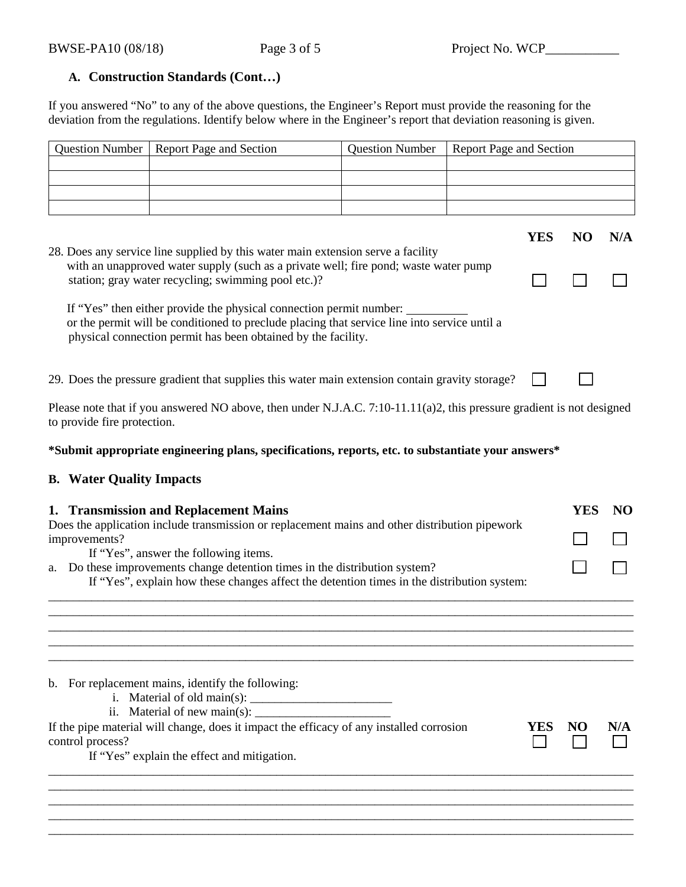### A. Construction Standards (Cont…)

If you answered "No" to any of the above questions, the Engineer's Report must provide the reasoning for the deviation from the regulations. Identify below where in the Engineer's report that deviation reasoning is given.

| Question Number | Report Page and Section | Question Number | Report Page and Section |
|---|---|---|---|
| | | | |
| | | | |
| | | | |
| | | | |

| | YES | NO | N/A |
|---|---|---|---|
| 28. Does any service line supplied by this water main extension serve a facility with an unapproved water supply (such as a private well; fire pond; waste water pump station; gray water recycling; swimming pool etc.)? | ☐ | ☐ | ☐ |

If "Yes" then either provide the physical connection permit number: __________ or the permit will be conditioned to preclude placing that service line into service until a physical connection permit has been obtained by the facility.

| | YES | NO |
|---|---|---|
| 29. Does the pressure gradient that supplies this water main extension contain gravity storage? | ☐ | ☐ |

Please note that if you answered NO above, then under N.J.A.C. 7:10-11.11(a)2, this pressure gradient is not designed to provide fire protection.

**\*Submit appropriate engineering plans, specifications, reports, etc. to substantiate your answers\***

### B. Water Quality Impacts

| **1. Transmission and Replacement Mains** | **YES** | **NO** |
|---|---|---|
| Does the application include transmission or replacement mains and other distribution pipework improvements? | ☐ | ☐ |
| If "Yes", answer the following items. | | |
| a. Do these improvements change detention times in the distribution system? | ☐ | ☐ |

If "Yes", explain how these changes affect the detention times in the distribution system:

_____________________________________________________________________________________________
_____________________________________________________________________________________________
_____________________________________________________________________________________________
_____________________________________________________________________________________________
_____________________________________________________________________________________________

b. For replacement mains, identify the following:
   i. Material of old main(s): _______________________
   ii. Material of new main(s): ______________________

| | YES | NO | N/A |
|---|---|---|---|
| If the pipe material will change, does it impact the efficacy of any installed corrosion control process? | ☐ | ☐ | ☐ |

If "Yes" explain the effect and mitigation.

_____________________________________________________________________________________________
_____________________________________________________________________________________________
_____________________________________________________________________________________________
_____________________________________________________________________________________________
_____________________________________________________________________________________________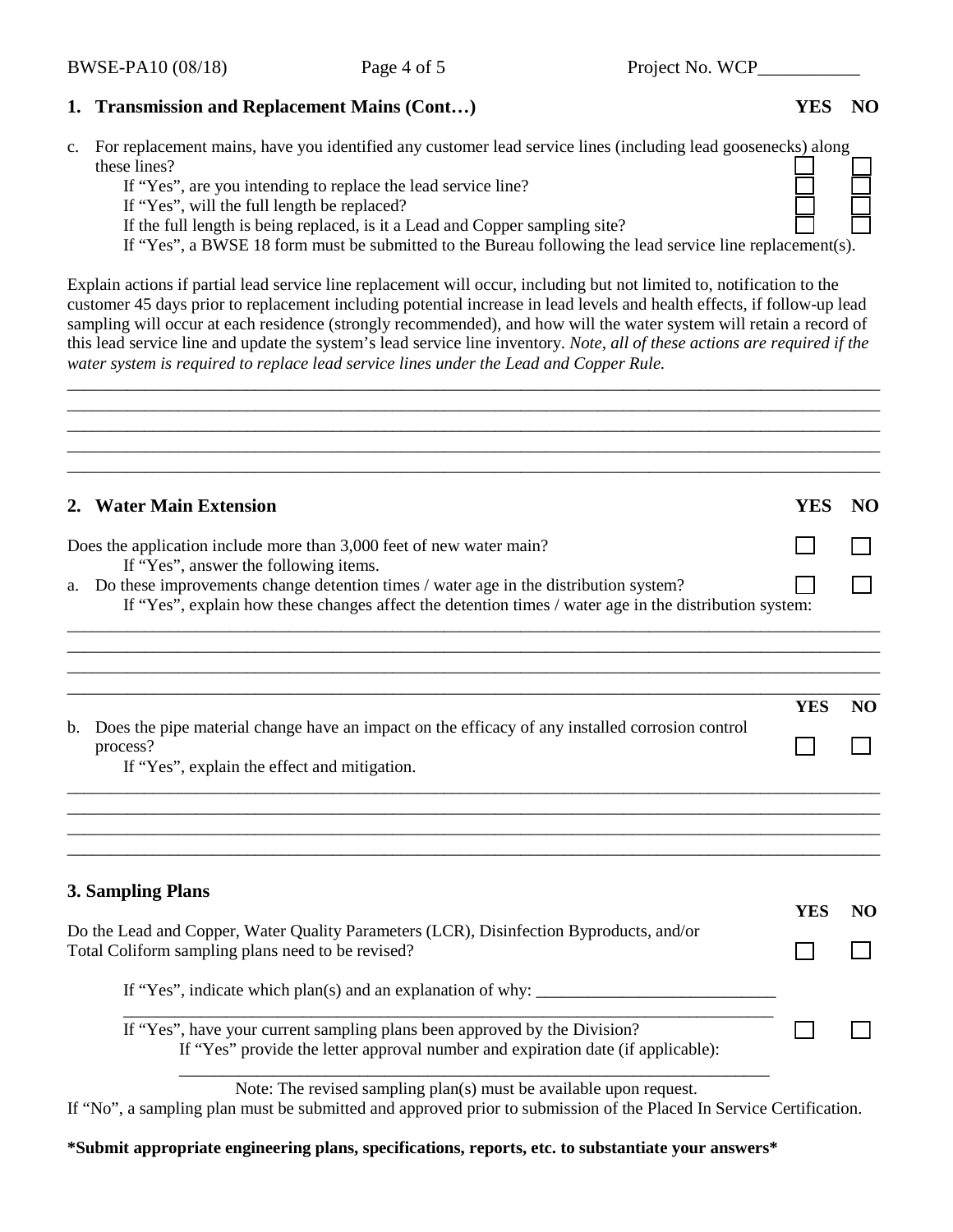## 1. Transmission and Replacement Mains (Cont…)

| | YES | NO |
|---|---|---|
| c. For replacement mains, have you identified any customer lead service lines (including lead goosenecks) along these lines? | ☐ | ☐ |
| If "Yes", are you intending to replace the lead service line? | ☐ | ☐ |
| If "Yes", will the full length be replaced? | ☐ | ☐ |
| If the full length is being replaced, is it a Lead and Copper sampling site? | ☐ | ☐ |

If "Yes", a BWSE 18 form must be submitted to the Bureau following the lead service line replacement(s).

Explain actions if partial lead service line replacement will occur, including but not limited to, notification to the customer 45 days prior to replacement including potential increase in lead levels and health effects, if follow-up lead sampling will occur at each residence (strongly recommended), and how will the water system will retain a record of this lead service line and update the system's lead service line inventory. *Note, all of these actions are required if the water system is required to replace lead service lines under the Lead and Copper Rule.*

_______________________________________________________________________________
_______________________________________________________________________________
_______________________________________________________________________________
_______________________________________________________________________________
_______________________________________________________________________________

## 2. Water Main Extension

| | YES | NO |
|---|---|---|
| Does the application include more than 3,000 feet of new water main? If "Yes", answer the following items. | ☐ | ☐ |
| a. Do these improvements change detention times / water age in the distribution system? | ☐ | ☐ |

If "Yes", explain how these changes affect the detention times / water age in the distribution system:

_______________________________________________________________________________
_______________________________________________________________________________
_______________________________________________________________________________
_______________________________________________________________________________

| | YES | NO |
|---|---|---|
| b. Does the pipe material change have an impact on the efficacy of any installed corrosion control process? | ☐ | ☐ |

If "Yes", explain the effect and mitigation.

_______________________________________________________________________________
_______________________________________________________________________________
_______________________________________________________________________________
_______________________________________________________________________________

## 3. Sampling Plans

| | YES | NO |
|---|---|---|
| Do the Lead and Copper, Water Quality Parameters (LCR), Disinfection Byproducts, and/or Total Coliform sampling plans need to be revised? | ☐ | ☐ |

If "Yes", indicate which plan(s) and an explanation of why: ____________________________
_______________________________________________________________________________

| | YES | NO |
|---|---|---|
| If "Yes", have your current sampling plans been approved by the Division? | ☐ | ☐ |

If "Yes" provide the letter approval number and expiration date (if applicable):

_______________________________________________________________________

Note: The revised sampling plan(s) must be available upon request.

If "No", a sampling plan must be submitted and approved prior to submission of the Placed In Service Certification.

**\*Submit appropriate engineering plans, specifications, reports, etc. to substantiate your answers\***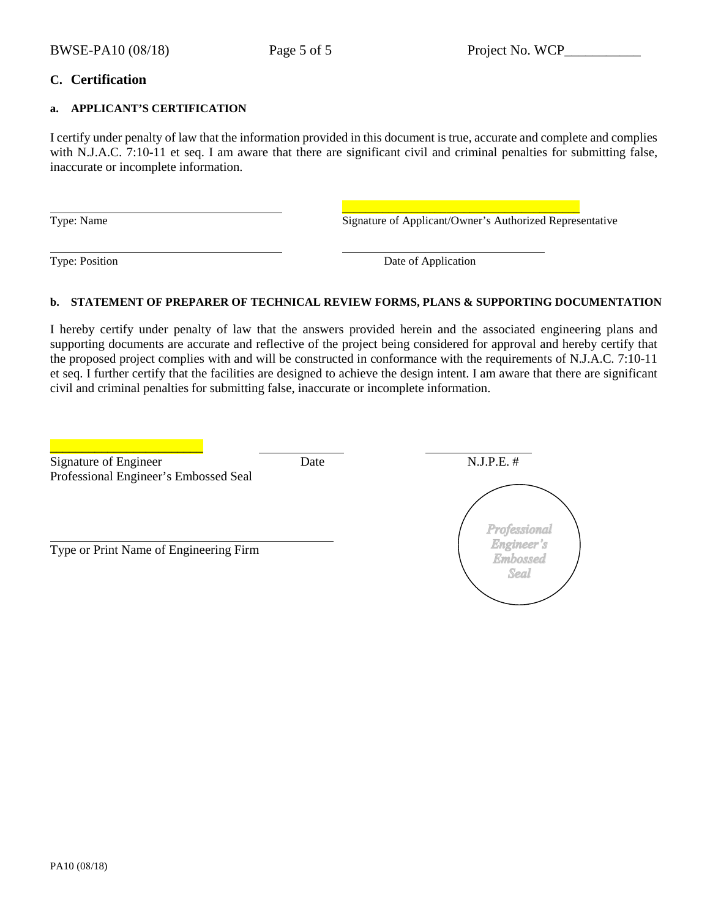## C. Certification

### a. APPLICANT'S CERTIFICATION

I certify under penalty of law that the information provided in this document is true, accurate and complete and complies with N.J.A.C. 7:10-11 et seq. I am aware that there are significant civil and criminal penalties for submitting false, inaccurate or incomplete information.

Type: Name ______________________

Signature of Applicant/Owner's Authorized Representative ______________________

Type: Position ______________________

Date of Application ______________________

### b. STATEMENT OF PREPARER OF TECHNICAL REVIEW FORMS, PLANS & SUPPORTING DOCUMENTATION

I hereby certify under penalty of law that the answers provided herein and the associated engineering plans and supporting documents are accurate and reflective of the project being considered for approval and hereby certify that the proposed project complies with and will be constructed in conformance with the requirements of N.J.A.C. 7:10-11 et seq. I further certify that the facilities are designed to achieve the design intent. I am aware that there are significant civil and criminal penalties for submitting false, inaccurate or incomplete information.

Signature of Engineer ______________________

Date ______________________

N.J.P.E. # ______________________

Professional Engineer's Embossed Seal

Type or Print Name of Engineering Firm ______________________

Professional Engineer's Embossed Seal